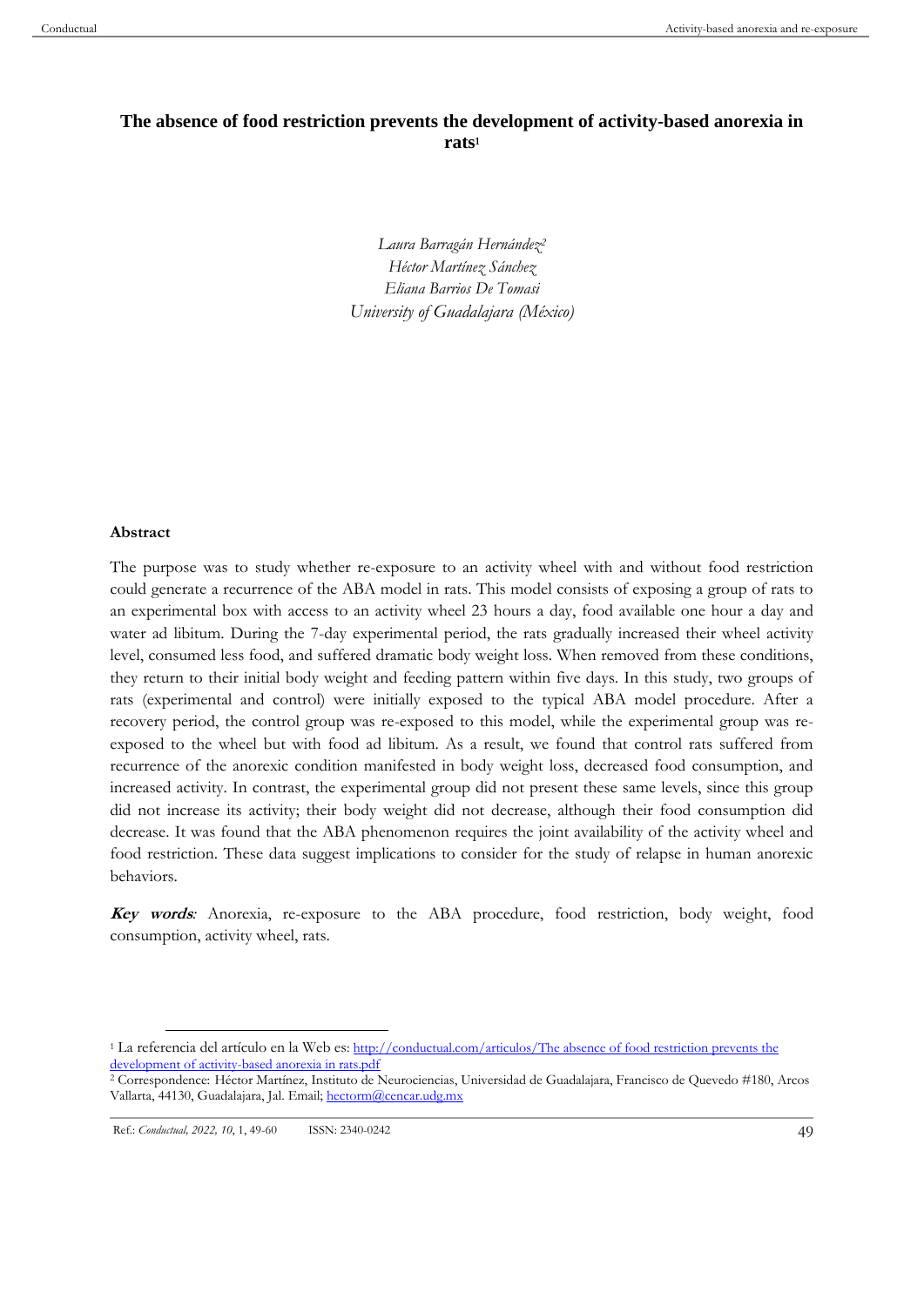# The absence of food restriction prevents the development of activity-based anorexia in rats[1]

*Laura Barragán Hernández*[2]
*Héctor Martínez Sánchez*
*Eliana Barrios De Tomasi*
*University of Guadalajara (México)*

## Abstract

The purpose was to study whether re-exposure to an activity wheel with and without food restriction could generate a recurrence of the ABA model in rats. This model consists of exposing a group of rats to an experimental box with access to an activity wheel 23 hours a day, food available one hour a day and water ad libitum. During the 7-day experimental period, the rats gradually increased their wheel activity level, consumed less food, and suffered dramatic body weight loss. When removed from these conditions, they return to their initial body weight and feeding pattern within five days. In this study, two groups of rats (experimental and control) were initially exposed to the typical ABA model procedure. After a recovery period, the control group was re-exposed to this model, while the experimental group was re-exposed to the wheel but with food ad libitum. As a result, we found that control rats suffered from recurrence of the anorexic condition manifested in body weight loss, decreased food consumption, and increased activity. In contrast, the experimental group did not present these same levels, since this group did not increase its activity; their body weight did not decrease, although their food consumption did decrease. It was found that the ABA phenomenon requires the joint availability of the activity wheel and food restriction. These data suggest implications to consider for the study of relapse in human anorexic behaviors.

***Key words**:* Anorexia, re-exposure to the ABA procedure, food restriction, body weight, food consumption, activity wheel, rats.

---

[1] La referencia del artículo en la Web es: http://conductual.com/articulos/The absence of food restriction prevents the development of activity-based anorexia in rats.pdf

[2] Correspondence: Héctor Martínez, Instituto de Neurociencias, Universidad de Guadalajara, Francisco de Quevedo #180, Arcos Vallarta, 44130, Guadalajara, Jal. Email; hectorm@cencar.udg.mx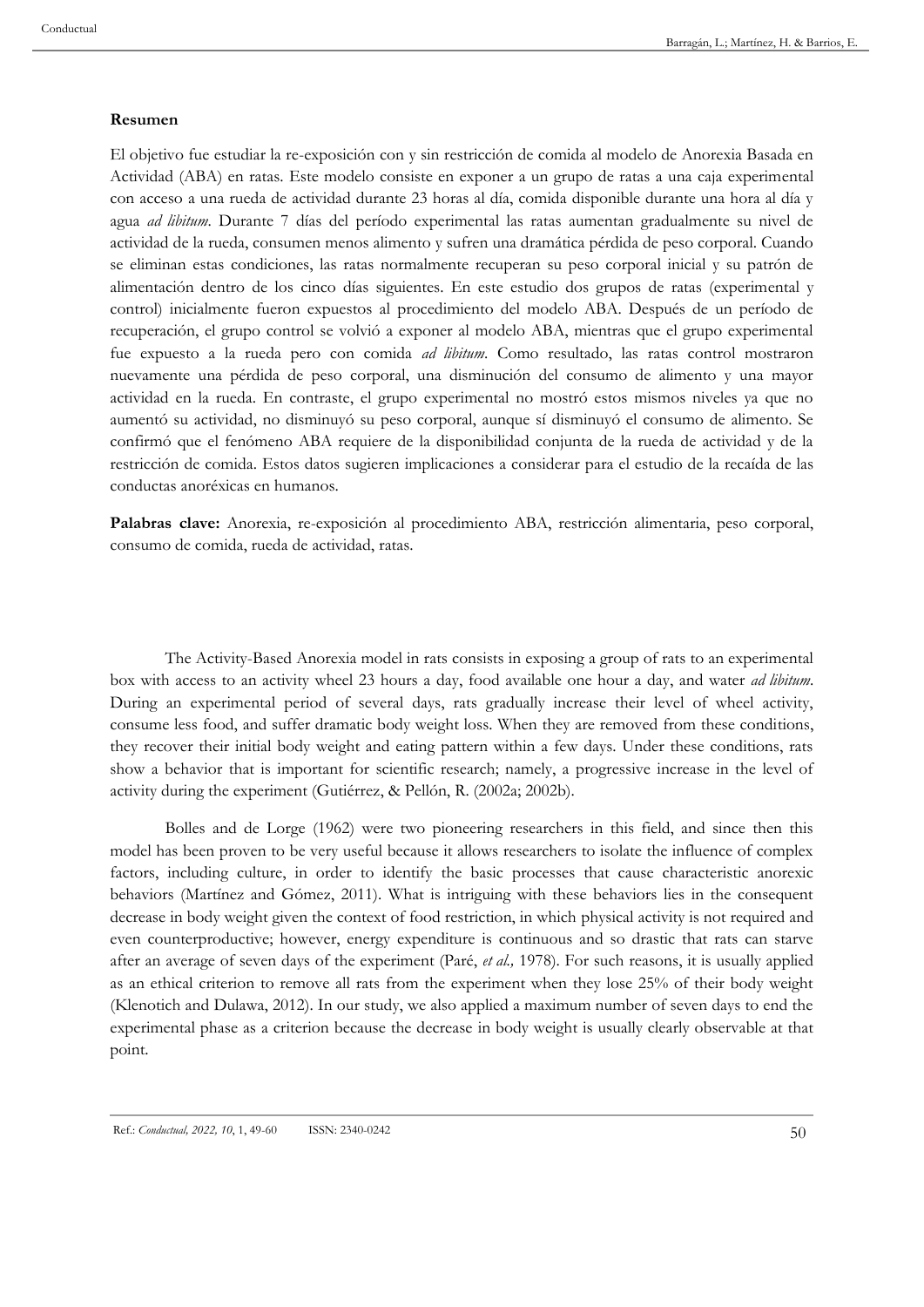**Resumen**

El objetivo fue estudiar la re-exposición con y sin restricción de comida al modelo de Anorexia Basada en Actividad (ABA) en ratas. Este modelo consiste en exponer a un grupo de ratas a una caja experimental con acceso a una rueda de actividad durante 23 horas al día, comida disponible durante una hora al día y agua *ad libitum*. Durante 7 días del período experimental las ratas aumentan gradualmente su nivel de actividad de la rueda, consumen menos alimento y sufren una dramática pérdida de peso corporal. Cuando se eliminan estas condiciones, las ratas normalmente recuperan su peso corporal inicial y su patrón de alimentación dentro de los cinco días siguientes. En este estudio dos grupos de ratas (experimental y control) inicialmente fueron expuestos al procedimiento del modelo ABA. Después de un período de recuperación, el grupo control se volvió a exponer al modelo ABA, mientras que el grupo experimental fue expuesto a la rueda pero con comida *ad libitum*. Como resultado, las ratas control mostraron nuevamente una pérdida de peso corporal, una disminución del consumo de alimento y una mayor actividad en la rueda. En contraste, el grupo experimental no mostró estos mismos niveles ya que no aumentó su actividad, no disminuyó su peso corporal, aunque sí disminuyó el consumo de alimento. Se confirmó que el fenómeno ABA requiere de la disponibilidad conjunta de la rueda de actividad y de la restricción de comida. Estos datos sugieren implicaciones a considerar para el estudio de la recaída de las conductas anoréxicas en humanos.

**Palabras clave:** Anorexia, re-exposición al procedimiento ABA, restricción alimentaria, peso corporal, consumo de comida, rueda de actividad, ratas.

The Activity-Based Anorexia model in rats consists in exposing a group of rats to an experimental box with access to an activity wheel 23 hours a day, food available one hour a day, and water *ad libitum*. During an experimental period of several days, rats gradually increase their level of wheel activity, consume less food, and suffer dramatic body weight loss. When they are removed from these conditions, they recover their initial body weight and eating pattern within a few days. Under these conditions, rats show a behavior that is important for scientific research; namely, a progressive increase in the level of activity during the experiment (Gutiérrez, & Pellón, R. (2002a; 2002b).

Bolles and de Lorge (1962) were two pioneering researchers in this field, and since then this model has been proven to be very useful because it allows researchers to isolate the influence of complex factors, including culture, in order to identify the basic processes that cause characteristic anorexic behaviors (Martínez and Gómez, 2011). What is intriguing with these behaviors lies in the consequent decrease in body weight given the context of food restriction, in which physical activity is not required and even counterproductive; however, energy expenditure is continuous and so drastic that rats can starve after an average of seven days of the experiment (Paré, *et al.,* 1978). For such reasons, it is usually applied as an ethical criterion to remove all rats from the experiment when they lose 25% of their body weight (Klenotich and Dulawa, 2012). In our study, we also applied a maximum number of seven days to end the experimental phase as a criterion because the decrease in body weight is usually clearly observable at that point.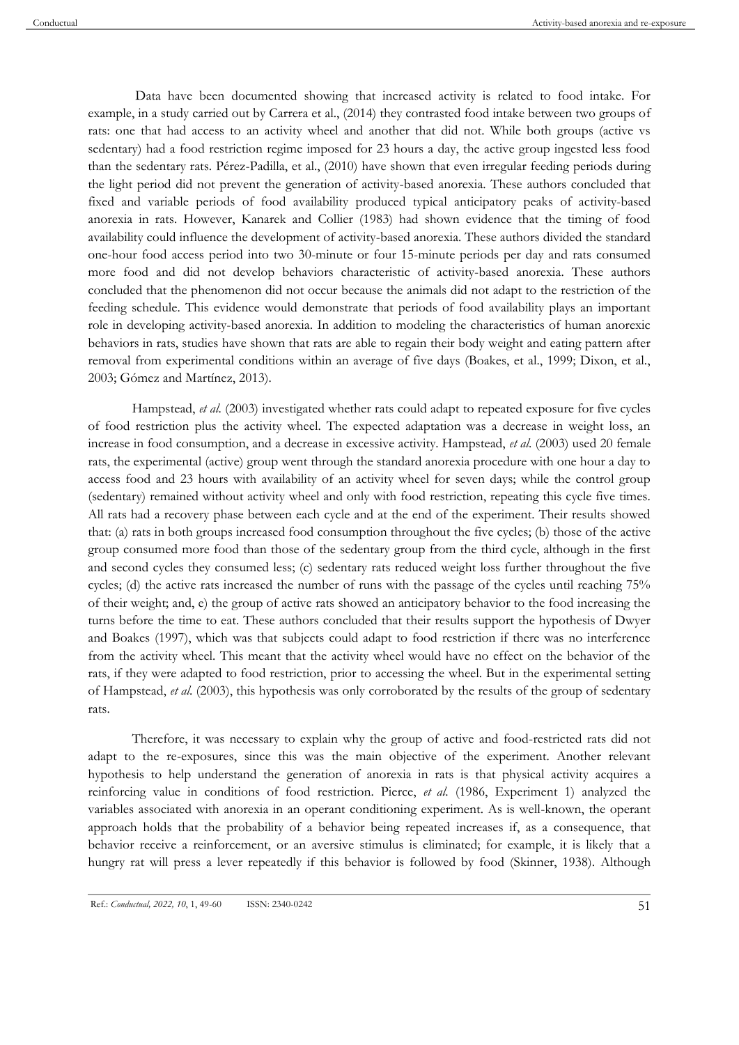Data have been documented showing that increased activity is related to food intake. For example, in a study carried out by Carrera et al., (2014) they contrasted food intake between two groups of rats: one that had access to an activity wheel and another that did not. While both groups (active vs sedentary) had a food restriction regime imposed for 23 hours a day, the active group ingested less food than the sedentary rats. Pérez-Padilla, et al., (2010) have shown that even irregular feeding periods during the light period did not prevent the generation of activity-based anorexia. These authors concluded that fixed and variable periods of food availability produced typical anticipatory peaks of activity-based anorexia in rats. However, Kanarek and Collier (1983) had shown evidence that the timing of food availability could influence the development of activity-based anorexia. These authors divided the standard one-hour food access period into two 30-minute or four 15-minute periods per day and rats consumed more food and did not develop behaviors characteristic of activity-based anorexia. These authors concluded that the phenomenon did not occur because the animals did not adapt to the restriction of the feeding schedule. This evidence would demonstrate that periods of food availability plays an important role in developing activity-based anorexia. In addition to modeling the characteristics of human anorexic behaviors in rats, studies have shown that rats are able to regain their body weight and eating pattern after removal from experimental conditions within an average of five days (Boakes, et al., 1999; Dixon, et al., 2003; Gómez and Martínez, 2013).

Hampstead, *et al*. (2003) investigated whether rats could adapt to repeated exposure for five cycles of food restriction plus the activity wheel. The expected adaptation was a decrease in weight loss, an increase in food consumption, and a decrease in excessive activity. Hampstead, *et al*. (2003) used 20 female rats, the experimental (active) group went through the standard anorexia procedure with one hour a day to access food and 23 hours with availability of an activity wheel for seven days; while the control group (sedentary) remained without activity wheel and only with food restriction, repeating this cycle five times. All rats had a recovery phase between each cycle and at the end of the experiment. Their results showed that: (a) rats in both groups increased food consumption throughout the five cycles; (b) those of the active group consumed more food than those of the sedentary group from the third cycle, although in the first and second cycles they consumed less; (c) sedentary rats reduced weight loss further throughout the five cycles; (d) the active rats increased the number of runs with the passage of the cycles until reaching 75% of their weight; and, e) the group of active rats showed an anticipatory behavior to the food increasing the turns before the time to eat. These authors concluded that their results support the hypothesis of Dwyer and Boakes (1997), which was that subjects could adapt to food restriction if there was no interference from the activity wheel. This meant that the activity wheel would have no effect on the behavior of the rats, if they were adapted to food restriction, prior to accessing the wheel. But in the experimental setting of Hampstead, *et al*. (2003), this hypothesis was only corroborated by the results of the group of sedentary rats.

Therefore, it was necessary to explain why the group of active and food-restricted rats did not adapt to the re-exposures, since this was the main objective of the experiment. Another relevant hypothesis to help understand the generation of anorexia in rats is that physical activity acquires a reinforcing value in conditions of food restriction. Pierce, *et al*. (1986, Experiment 1) analyzed the variables associated with anorexia in an operant conditioning experiment. As is well-known, the operant approach holds that the probability of a behavior being repeated increases if, as a consequence, that behavior receive a reinforcement, or an aversive stimulus is eliminated; for example, it is likely that a hungry rat will press a lever repeatedly if this behavior is followed by food (Skinner, 1938). Although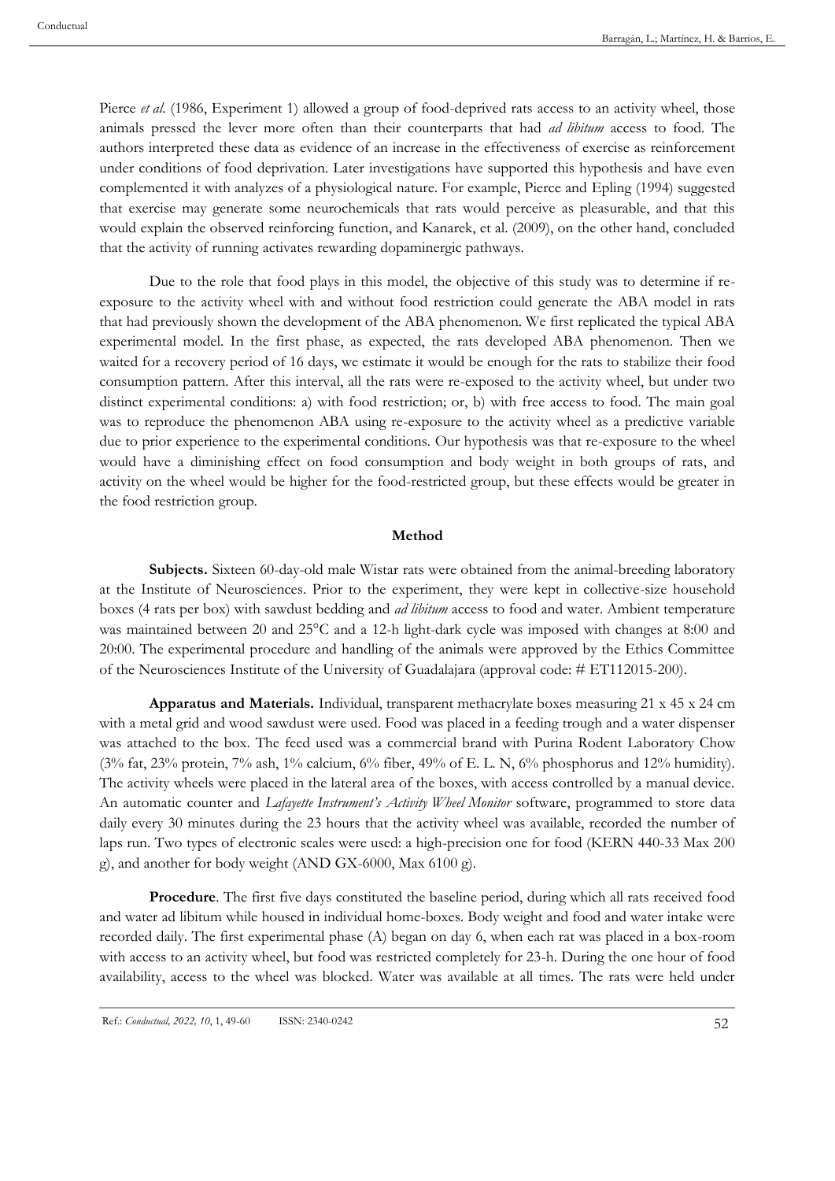Pierce *et al.* (1986, Experiment 1) allowed a group of food-deprived rats access to an activity wheel, those animals pressed the lever more often than their counterparts that had *ad libitum* access to food. The authors interpreted these data as evidence of an increase in the effectiveness of exercise as reinforcement under conditions of food deprivation. Later investigations have supported this hypothesis and have even complemented it with analyzes of a physiological nature. For example, Pierce and Epling (1994) suggested that exercise may generate some neurochemicals that rats would perceive as pleasurable, and that this would explain the observed reinforcing function, and Kanarek, et al. (2009), on the other hand, concluded that the activity of running activates rewarding dopaminergic pathways.

Due to the role that food plays in this model, the objective of this study was to determine if re-exposure to the activity wheel with and without food restriction could generate the ABA model in rats that had previously shown the development of the ABA phenomenon. We first replicated the typical ABA experimental model. In the first phase, as expected, the rats developed ABA phenomenon. Then we waited for a recovery period of 16 days, we estimate it would be enough for the rats to stabilize their food consumption pattern. After this interval, all the rats were re-exposed to the activity wheel, but under two distinct experimental conditions: a) with food restriction; or, b) with free access to food. The main goal was to reproduce the phenomenon ABA using re-exposure to the activity wheel as a predictive variable due to prior experience to the experimental conditions. Our hypothesis was that re-exposure to the wheel would have a diminishing effect on food consumption and body weight in both groups of rats, and activity on the wheel would be higher for the food-restricted group, but these effects would be greater in the food restriction group.

## Method

**Subjects.** Sixteen 60-day-old male Wistar rats were obtained from the animal-breeding laboratory at the Institute of Neurosciences. Prior to the experiment, they were kept in collective-size household boxes (4 rats per box) with sawdust bedding and *ad libitum* access to food and water. Ambient temperature was maintained between 20 and 25°C and a 12-h light-dark cycle was imposed with changes at 8:00 and 20:00. The experimental procedure and handling of the animals were approved by the Ethics Committee of the Neurosciences Institute of the University of Guadalajara (approval code: # ET112015-200).

**Apparatus and Materials.** Individual, transparent methacrylate boxes measuring 21 x 45 x 24 cm with a metal grid and wood sawdust were used. Food was placed in a feeding trough and a water dispenser was attached to the box. The feed used was a commercial brand with Purina Rodent Laboratory Chow (3% fat, 23% protein, 7% ash, 1% calcium, 6% fiber, 49% of E. L. N, 6% phosphorus and 12% humidity). The activity wheels were placed in the lateral area of the boxes, with access controlled by a manual device. An automatic counter and *Lafayette Instrument's Activity Wheel Monitor* software, programmed to store data daily every 30 minutes during the 23 hours that the activity wheel was available, recorded the number of laps run. Two types of electronic scales were used: a high-precision one for food (KERN 440-33 Max 200 g), and another for body weight (AND GX-6000, Max 6100 g).

**Procedure**. The first five days constituted the baseline period, during which all rats received food and water ad libitum while housed in individual home-boxes. Body weight and food and water intake were recorded daily. The first experimental phase (A) began on day 6, when each rat was placed in a box-room with access to an activity wheel, but food was restricted completely for 23-h. During the one hour of food availability, access to the wheel was blocked. Water was available at all times. The rats were held under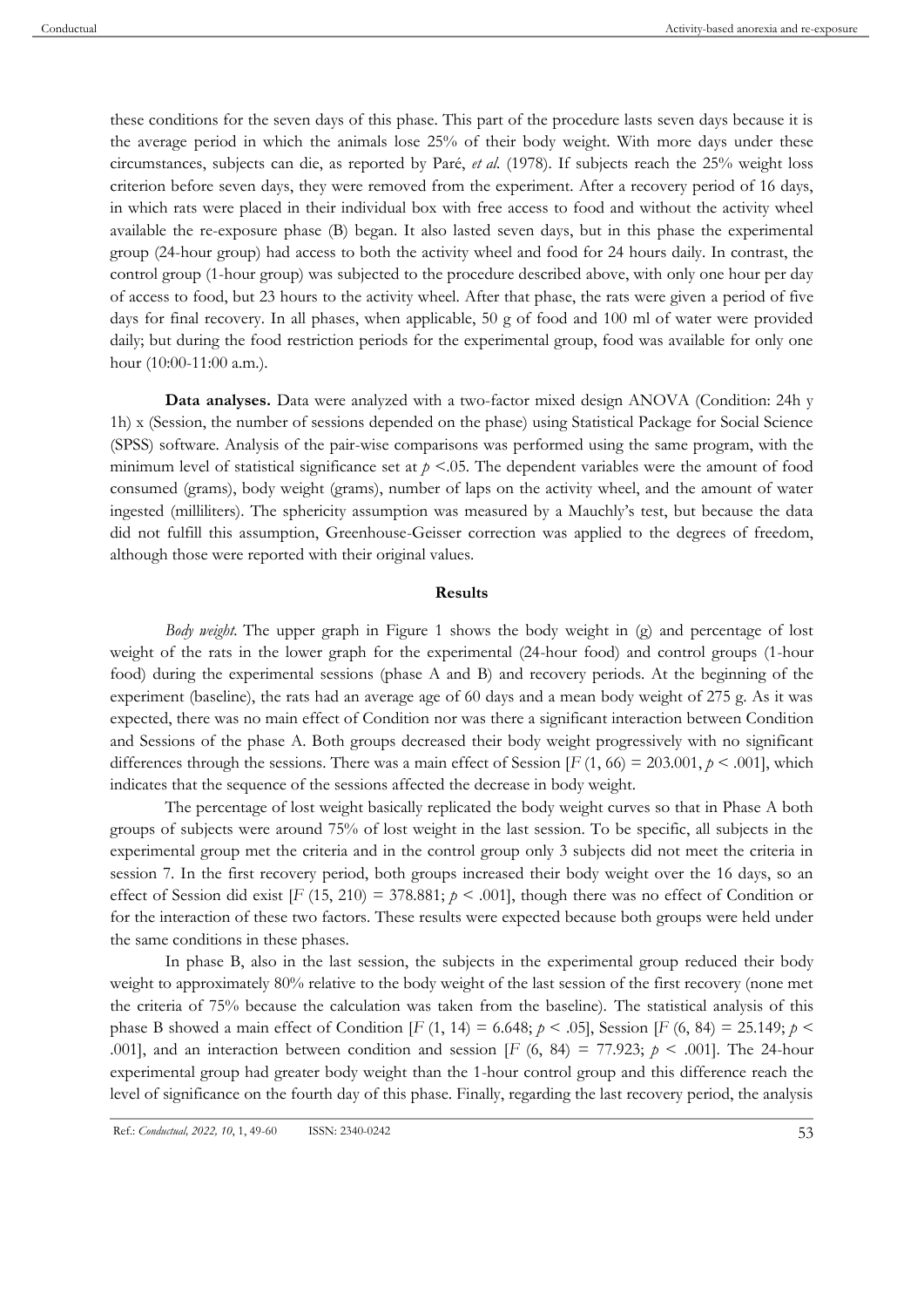these conditions for the seven days of this phase. This part of the procedure lasts seven days because it is the average period in which the animals lose 25% of their body weight. With more days under these circumstances, subjects can die, as reported by Paré, *et al.* (1978). If subjects reach the 25% weight loss criterion before seven days, they were removed from the experiment. After a recovery period of 16 days, in which rats were placed in their individual box with free access to food and without the activity wheel available the re-exposure phase (B) began. It also lasted seven days, but in this phase the experimental group (24-hour group) had access to both the activity wheel and food for 24 hours daily. In contrast, the control group (1-hour group) was subjected to the procedure described above, with only one hour per day of access to food, but 23 hours to the activity wheel. After that phase, the rats were given a period of five days for final recovery. In all phases, when applicable, 50 g of food and 100 ml of water were provided daily; but during the food restriction periods for the experimental group, food was available for only one hour (10:00-11:00 a.m.).

**Data analyses.** Data were analyzed with a two-factor mixed design ANOVA (Condition: 24h y 1h) x (Session, the number of sessions depended on the phase) using Statistical Package for Social Science (SPSS) software. Analysis of the pair-wise comparisons was performed using the same program, with the minimum level of statistical significance set at $p < .05$. The dependent variables were the amount of food consumed (grams), body weight (grams), number of laps on the activity wheel, and the amount of water ingested (milliliters). The sphericity assumption was measured by a Mauchly's test, but because the data did not fulfill this assumption, Greenhouse-Geisser correction was applied to the degrees of freedom, although those were reported with their original values.

## Results

*Body weight.* The upper graph in Figure 1 shows the body weight in (g) and percentage of lost weight of the rats in the lower graph for the experimental (24-hour food) and control groups (1-hour food) during the experimental sessions (phase A and B) and recovery periods. At the beginning of the experiment (baseline), the rats had an average age of 60 days and a mean body weight of 275 g. As it was expected, there was no main effect of Condition nor was there a significant interaction between Condition and Sessions of the phase A. Both groups decreased their body weight progressively with no significant differences through the sessions. There was a main effect of Session [$F$ (1, 66) = 203.001, $p < .001$], which indicates that the sequence of the sessions affected the decrease in body weight.

The percentage of lost weight basically replicated the body weight curves so that in Phase A both groups of subjects were around 75% of lost weight in the last session. To be specific, all subjects in the experimental group met the criteria and in the control group only 3 subjects did not meet the criteria in session 7. In the first recovery period, both groups increased their body weight over the 16 days, so an effect of Session did exist [$F$ (15, 210) = 378.881; $p < .001$], though there was no effect of Condition or for the interaction of these two factors. These results were expected because both groups were held under the same conditions in these phases.

In phase B, also in the last session, the subjects in the experimental group reduced their body weight to approximately 80% relative to the body weight of the last session of the first recovery (none met the criteria of 75% because the calculation was taken from the baseline). The statistical analysis of this phase B showed a main effect of Condition [$F$ (1, 14) = 6.648; $p < .05$], Session [$F$ (6, 84) = 25.149; $p < .001$], and an interaction between condition and session [$F$ (6, 84) = 77.923; $p < .001$]. The 24-hour experimental group had greater body weight than the 1-hour control group and this difference reach the level of significance on the fourth day of this phase. Finally, regarding the last recovery period, the analysis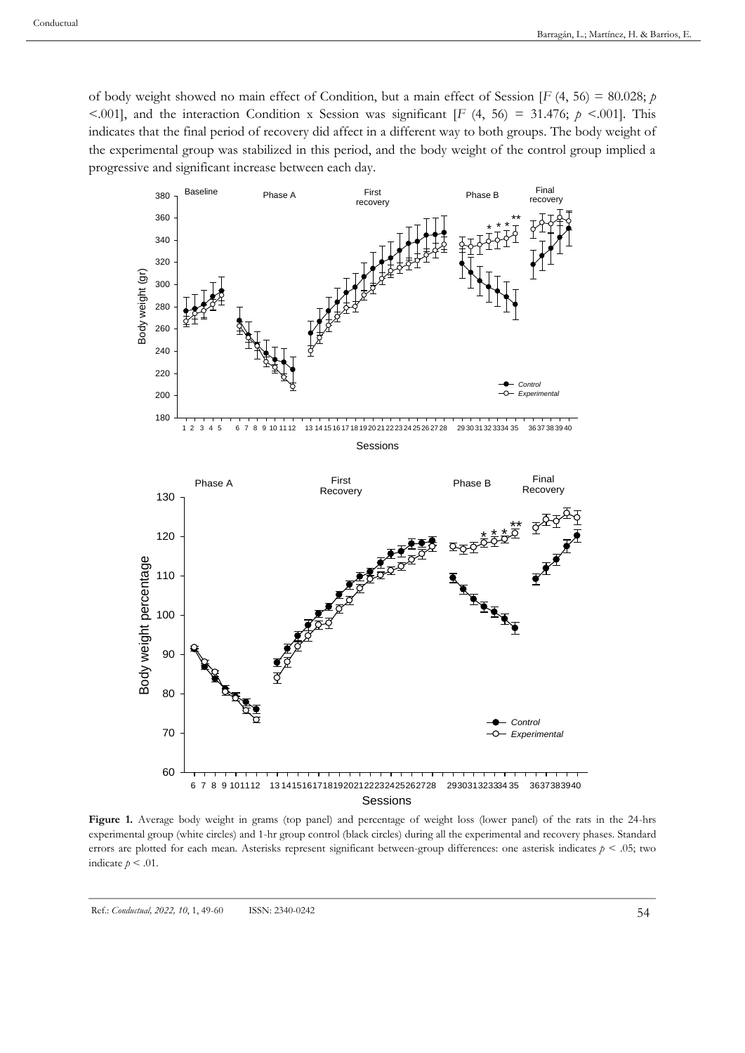of body weight showed no main effect of Condition, but a main effect of Session [$F$ (4, 56) = 80.028; $p$ <.001], and the interaction Condition x Session was significant [$F$ (4, 56) = 31.476; $p$ <.001]. This indicates that the final period of recovery did affect in a different way to both groups. The body weight of the experimental group was stabilized in this period, and the body weight of the control group implied a progressive and significant increase between each day.

**Figure 1.** Average body weight in grams (top panel) and percentage of weight loss (lower panel) of the rats in the 24-hrs experimental group (white circles) and 1-hr group control (black circles) during all the experimental and recovery phases. Standard errors are plotted for each mean. Asterisks represent significant between-group differences: one asterisk indicates $p$ < .05; two indicate $p$ < .01.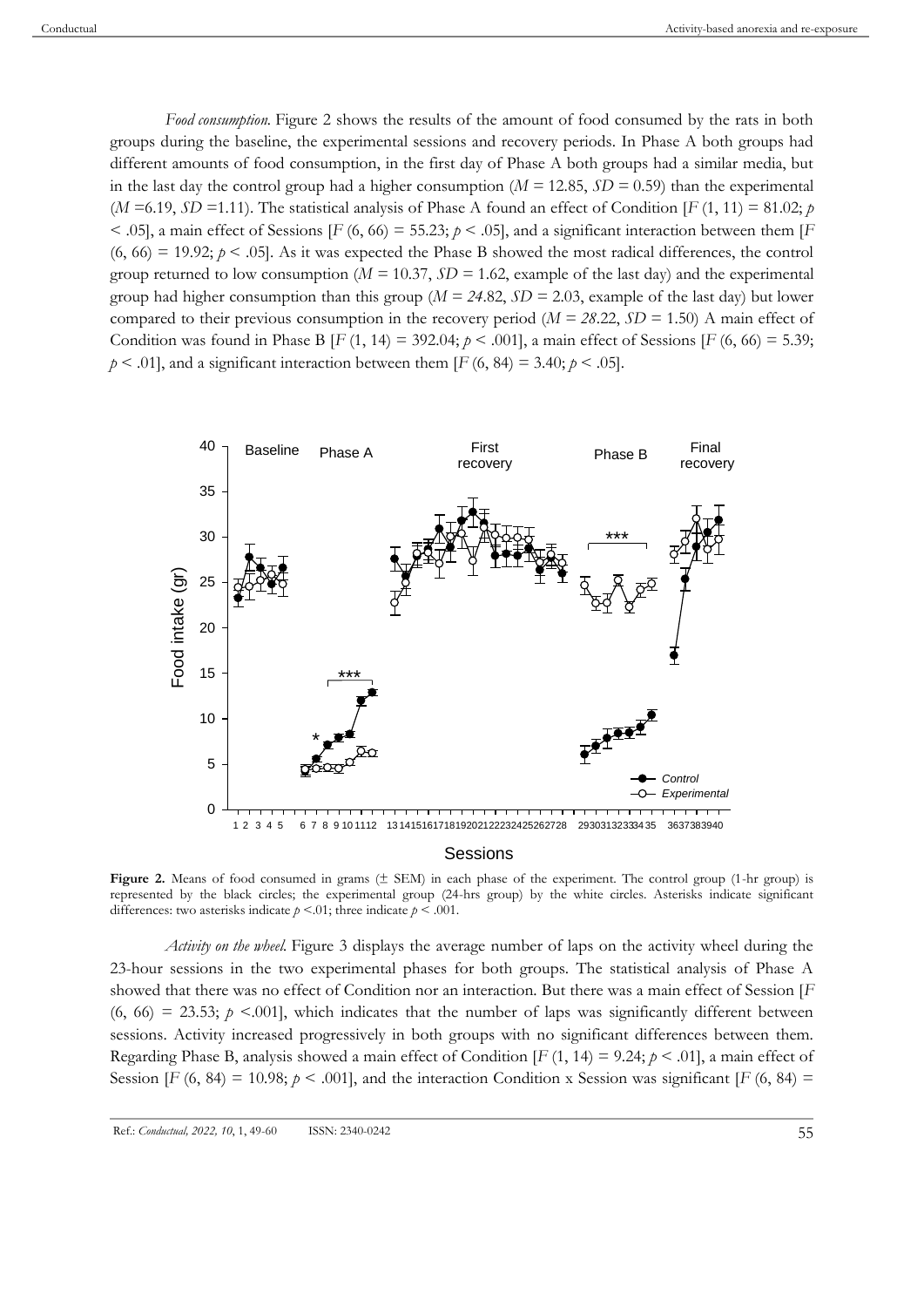*Food consumption.* Figure 2 shows the results of the amount of food consumed by the rats in both groups during the baseline, the experimental sessions and recovery periods. In Phase A both groups had different amounts of food consumption, in the first day of Phase A both groups had a similar media, but in the last day the control group had a higher consumption ($M$ = 12.85, $SD$ = 0.59) than the experimental ($M$ =6.19, $SD$ =1.11). The statistical analysis of Phase A found an effect of Condition [$F$ (1, 11) = 81.02; $p$ < .05], a main effect of Sessions [$F$ (6, 66) = 55.23; $p$ < .05], and a significant interaction between them [$F$ (6, 66) = 19.92; $p$ < .05]. As it was expected the Phase B showed the most radical differences, the control group returned to low consumption ($M$ = 10.37, $SD$ = 1.62, example of the last day) and the experimental group had higher consumption than this group ($M$ = *24*.82, $SD$ = 2.03, example of the last day) but lower compared to their previous consumption in the recovery period ($M$ = *28*.22, $SD$ = 1.50) A main effect of Condition was found in Phase B [$F$ (1, 14) = 392.04; $p$ < .001], a main effect of Sessions [$F$ (6, 66) = 5.39; $p$ < .01], and a significant interaction between them [$F$ (6, 84) = 3.40; $p$ < .05].

**Figure 2.** Means of food consumed in grams (± SEM) in each phase of the experiment. The control group (1-hr group) is represented by the black circles; the experimental group (24-hrs group) by the white circles. Asterisks indicate significant differences: two asterisks indicate $p$ <.01; three indicate $p$ < .001.

*Activity on the wheel.* Figure 3 displays the average number of laps on the activity wheel during the 23-hour sessions in the two experimental phases for both groups. The statistical analysis of Phase A showed that there was no effect of Condition nor an interaction. But there was a main effect of Session [$F$ (6, 66) = 23.53; $p$ <.001], which indicates that the number of laps was significantly different between sessions. Activity increased progressively in both groups with no significant differences between them. Regarding Phase B, analysis showed a main effect of Condition [$F$ (1, 14) = 9.24; $p$ < .01], a main effect of Session [$F$ (6, 84) = 10.98; $p$ < .001], and the interaction Condition x Session was significant [$F$ (6, 84) =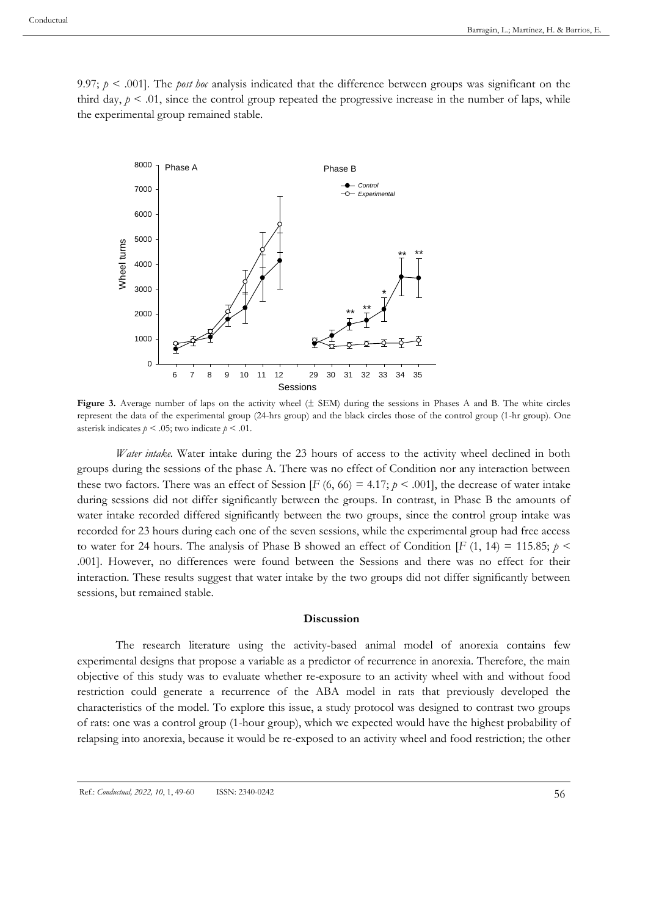9.97; $p < .001$]. The *post hoc* analysis indicated that the difference between groups was significant on the third day, $p < .01$, since the control group repeated the progressive increase in the number of laps, while the experimental group remained stable.

**Figure 3.** Average number of laps on the activity wheel (± SEM) during the sessions in Phases A and B. The white circles represent the data of the experimental group (24-hrs group) and the black circles those of the control group (1-hr group). One asterisk indicates $p < .05$; two indicate $p < .01$.

*Water intake.* Water intake during the 23 hours of access to the activity wheel declined in both groups during the sessions of the phase A. There was no effect of Condition nor any interaction between these two factors. There was an effect of Session [$F$ (6, 66) = 4.17; $p < .001$], the decrease of water intake during sessions did not differ significantly between the groups. In contrast, in Phase B the amounts of water intake recorded differed significantly between the two groups, since the control group intake was recorded for 23 hours during each one of the seven sessions, while the experimental group had free access to water for 24 hours. The analysis of Phase B showed an effect of Condition [$F$ (1, 14) = 115.85; $p < .001$]. However, no differences were found between the Sessions and there was no effect for their interaction. These results suggest that water intake by the two groups did not differ significantly between sessions, but remained stable.

## Discussion

The research literature using the activity-based animal model of anorexia contains few experimental designs that propose a variable as a predictor of recurrence in anorexia. Therefore, the main objective of this study was to evaluate whether re-exposure to an activity wheel with and without food restriction could generate a recurrence of the ABA model in rats that previously developed the characteristics of the model. To explore this issue, a study protocol was designed to contrast two groups of rats: one was a control group (1-hour group), which we expected would have the highest probability of relapsing into anorexia, because it would be re-exposed to an activity wheel and food restriction; the other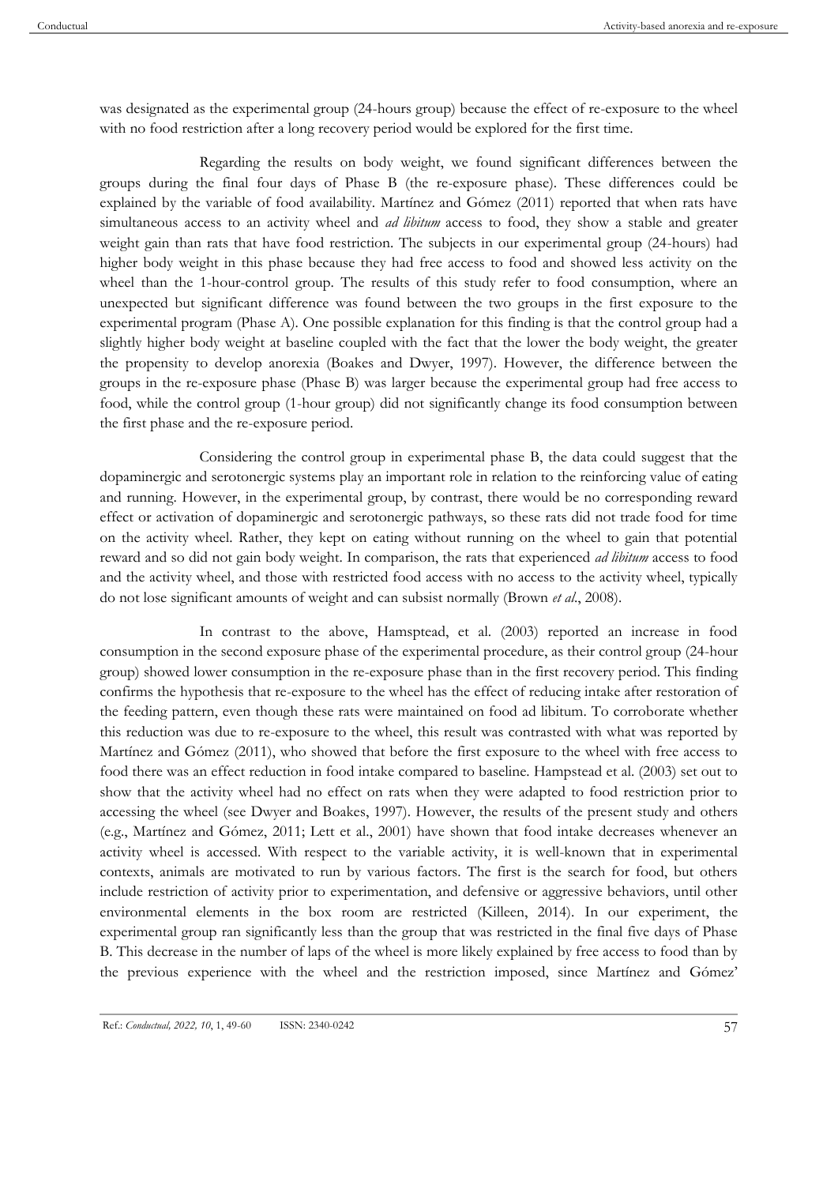was designated as the experimental group (24-hours group) because the effect of re-exposure to the wheel with no food restriction after a long recovery period would be explored for the first time.

Regarding the results on body weight, we found significant differences between the groups during the final four days of Phase B (the re-exposure phase). These differences could be explained by the variable of food availability. Martínez and Gómez (2011) reported that when rats have simultaneous access to an activity wheel and *ad libitum* access to food, they show a stable and greater weight gain than rats that have food restriction. The subjects in our experimental group (24-hours) had higher body weight in this phase because they had free access to food and showed less activity on the wheel than the 1-hour-control group. The results of this study refer to food consumption, where an unexpected but significant difference was found between the two groups in the first exposure to the experimental program (Phase A). One possible explanation for this finding is that the control group had a slightly higher body weight at baseline coupled with the fact that the lower the body weight, the greater the propensity to develop anorexia (Boakes and Dwyer, 1997). However, the difference between the groups in the re-exposure phase (Phase B) was larger because the experimental group had free access to food, while the control group (1-hour group) did not significantly change its food consumption between the first phase and the re-exposure period.

Considering the control group in experimental phase B, the data could suggest that the dopaminergic and serotonergic systems play an important role in relation to the reinforcing value of eating and running. However, in the experimental group, by contrast, there would be no corresponding reward effect or activation of dopaminergic and serotonergic pathways, so these rats did not trade food for time on the activity wheel. Rather, they kept on eating without running on the wheel to gain that potential reward and so did not gain body weight. In comparison, the rats that experienced *ad libitum* access to food and the activity wheel, and those with restricted food access with no access to the activity wheel, typically do not lose significant amounts of weight and can subsist normally (Brown *et al*., 2008).

In contrast to the above, Hamstead, et al. (2003) reported an increase in food consumption in the second exposure phase of the experimental procedure, as their control group (24-hour group) showed lower consumption in the re-exposure phase than in the first recovery period. This finding confirms the hypothesis that re-exposure to the wheel has the effect of reducing intake after restoration of the feeding pattern, even though these rats were maintained on food ad libitum. To corroborate whether this reduction was due to re-exposure to the wheel, this result was contrasted with what was reported by Martínez and Gómez (2011), who showed that before the first exposure to the wheel with free access to food there was an effect reduction in food intake compared to baseline. Hampstead et al. (2003) set out to show that the activity wheel had no effect on rats when they were adapted to food restriction prior to accessing the wheel (see Dwyer and Boakes, 1997). However, the results of the present study and others (e.g., Martínez and Gómez, 2011; Lett et al., 2001) have shown that food intake decreases whenever an activity wheel is accessed. With respect to the variable activity, it is well-known that in experimental contexts, animals are motivated to run by various factors. The first is the search for food, but others include restriction of activity prior to experimentation, and defensive or aggressive behaviors, until other environmental elements in the box room are restricted (Killeen, 2014). In our experiment, the experimental group ran significantly less than the group that was restricted in the final five days of Phase B. This decrease in the number of laps of the wheel is more likely explained by free access to food than by the previous experience with the wheel and the restriction imposed, since Martínez and Gómez'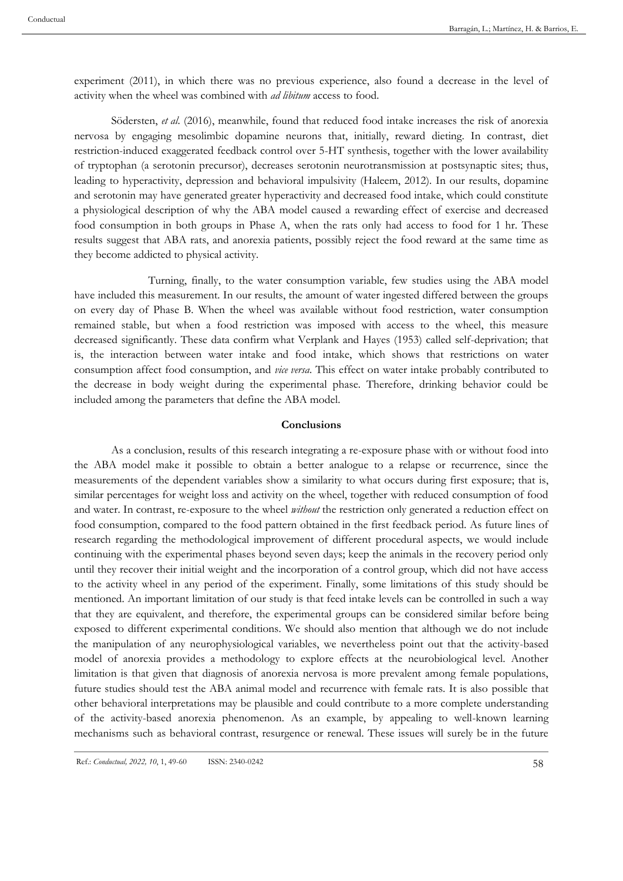experiment (2011), in which there was no previous experience, also found a decrease in the level of activity when the wheel was combined with *ad libitum* access to food.

Södersten, *et al.* (2016), meanwhile, found that reduced food intake increases the risk of anorexia nervosa by engaging mesolimbic dopamine neurons that, initially, reward dieting. In contrast, diet restriction-induced exaggerated feedback control over 5-HT synthesis, together with the lower availability of tryptophan (a serotonin precursor), decreases serotonin neurotransmission at postsynaptic sites; thus, leading to hyperactivity, depression and behavioral impulsivity (Haleem, 2012). In our results, dopamine and serotonin may have generated greater hyperactivity and decreased food intake, which could constitute a physiological description of why the ABA model caused a rewarding effect of exercise and decreased food consumption in both groups in Phase A, when the rats only had access to food for 1 hr. These results suggest that ABA rats, and anorexia patients, possibly reject the food reward at the same time as they become addicted to physical activity.

Turning, finally, to the water consumption variable, few studies using the ABA model have included this measurement. In our results, the amount of water ingested differed between the groups on every day of Phase B. When the wheel was available without food restriction, water consumption remained stable, but when a food restriction was imposed with access to the wheel, this measure decreased significantly. These data confirm what Verplank and Hayes (1953) called self-deprivation; that is, the interaction between water intake and food intake, which shows that restrictions on water consumption affect food consumption, and *vice versa*. This effect on water intake probably contributed to the decrease in body weight during the experimental phase. Therefore, drinking behavior could be included among the parameters that define the ABA model.

## Conclusions

As a conclusion, results of this research integrating a re-exposure phase with or without food into the ABA model make it possible to obtain a better analogue to a relapse or recurrence, since the measurements of the dependent variables show a similarity to what occurs during first exposure; that is, similar percentages for weight loss and activity on the wheel, together with reduced consumption of food and water. In contrast, re-exposure to the wheel *without* the restriction only generated a reduction effect on food consumption, compared to the food pattern obtained in the first feedback period. As future lines of research regarding the methodological improvement of different procedural aspects, we would include continuing with the experimental phases beyond seven days; keep the animals in the recovery period only until they recover their initial weight and the incorporation of a control group, which did not have access to the activity wheel in any period of the experiment. Finally, some limitations of this study should be mentioned. An important limitation of our study is that feed intake levels can be controlled in such a way that they are equivalent, and therefore, the experimental groups can be considered similar before being exposed to different experimental conditions. We should also mention that although we do not include the manipulation of any neurophysiological variables, we nevertheless point out that the activity-based model of anorexia provides a methodology to explore effects at the neurobiological level. Another limitation is that given that diagnosis of anorexia nervosa is more prevalent among female populations, future studies should test the ABA animal model and recurrence with female rats. It is also possible that other behavioral interpretations may be plausible and could contribute to a more complete understanding of the activity-based anorexia phenomenon. As an example, by appealing to well-known learning mechanisms such as behavioral contrast, resurgence or renewal. These issues will surely be in the future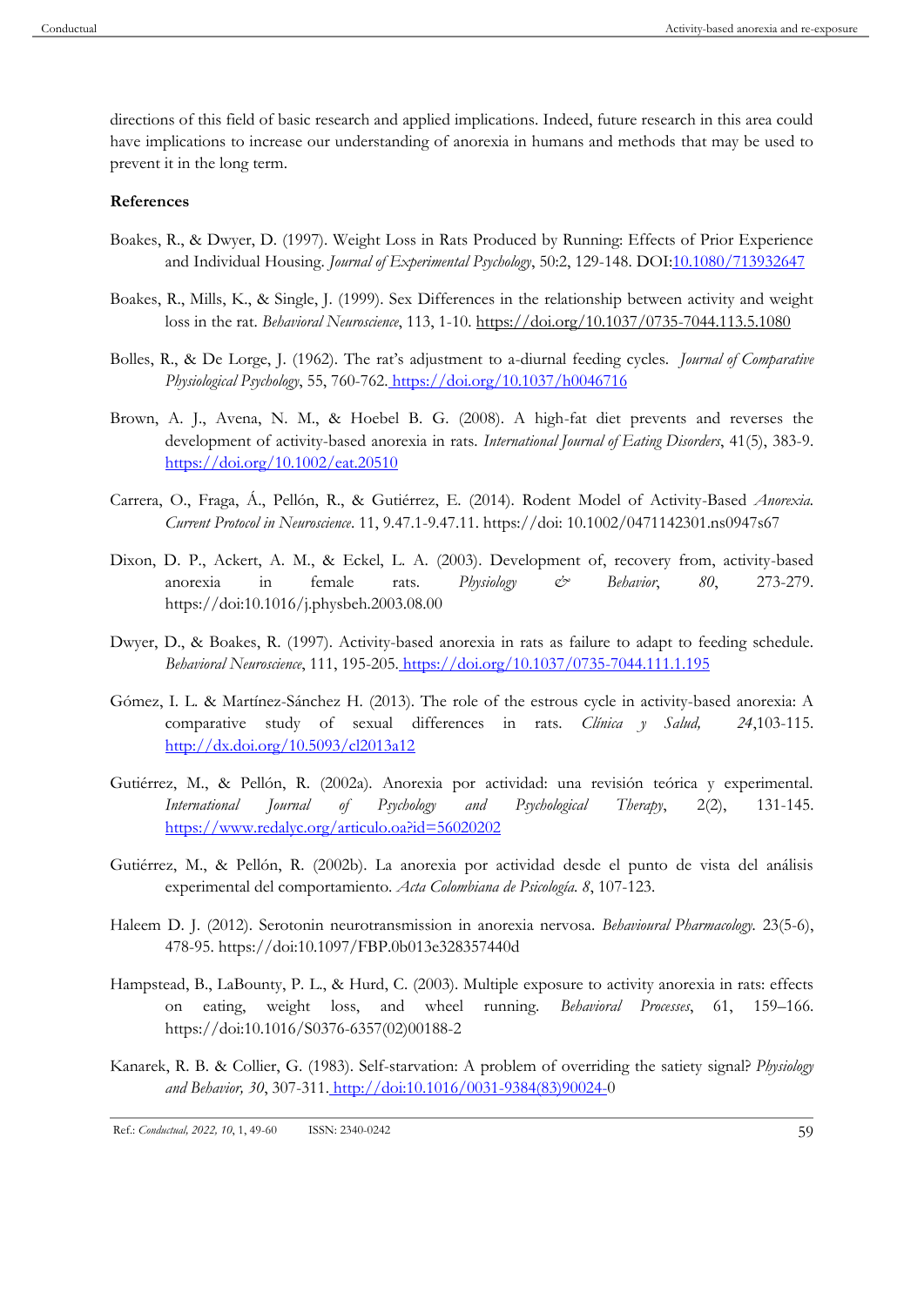directions of this field of basic research and applied implications. Indeed, future research in this area could have implications to increase our understanding of anorexia in humans and methods that may be used to prevent it in the long term.

**References**

Boakes, R., & Dwyer, D. (1997). Weight Loss in Rats Produced by Running: Effects of Prior Experience and Individual Housing. *Journal of Experimental Psychology*, 50:2, 129-148. DOI:10.1080/713932647

Boakes, R., Mills, K., & Single, J. (1999). Sex Differences in the relationship between activity and weight loss in the rat. *Behavioral Neuroscience*, 113, 1-10. https://doi.org/10.1037/0735-7044.113.5.1080

Bolles, R., & De Lorge, J. (1962). The rat's adjustment to a-diurnal feeding cycles. *Journal of Comparative Physiological Psychology*, 55, 760-762. https://doi.org/10.1037/h0046716

Brown, A. J., Avena, N. M., & Hoebel B. G. (2008). A high-fat diet prevents and reverses the development of activity-based anorexia in rats. *International Journal of Eating Disorders*, 41(5), 383-9. https://doi.org/10.1002/eat.20510

Carrera, O., Fraga, Á., Pellón, R., & Gutiérrez, E. (2014). Rodent Model of Activity-Based *Anorexia. Current Protocol in Neuroscience*. 11, 9.47.1-9.47.11. https://doi: 10.1002/0471142301.ns0947s67

Dixon, D. P., Ackert, A. M., & Eckel, L. A. (2003). Development of, recovery from, activity-based anorexia in female rats. *Physiology & Behavior*, *80*, 273-279. https://doi:10.1016/j.physbeh.2003.08.00

Dwyer, D., & Boakes, R. (1997). Activity-based anorexia in rats as failure to adapt to feeding schedule. *Behavioral Neuroscience*, 111, 195-205. https://doi.org/10.1037/0735-7044.111.1.195

Gómez, I. L. & Martínez-Sánchez H. (2013). The role of the estrous cycle in activity-based anorexia: A comparative study of sexual differences in rats. *Clínica y Salud,* *24*,103-115. http://dx.doi.org/10.5093/cl2013a12

Gutiérrez, M., & Pellón, R. (2002a). Anorexia por actividad: una revisión teórica y experimental. *International Journal of Psychology and Psychological Therapy*, 2(2), 131-145. https://www.redalyc.org/articulo.oa?id=56020202

Gutiérrez, M., & Pellón, R. (2002b). La anorexia por actividad desde el punto de vista del análisis experimental del comportamiento. *Acta Colombiana de Psicología. 8*, 107-123.

Haleem D. J. (2012). Serotonin neurotransmission in anorexia nervosa. *Behavioural Pharmacology.* 23(5-6), 478-95. https://doi:10.1097/FBP.0b013e328357440d

Hampstead, B., LaBounty, P. L., & Hurd, C. (2003). Multiple exposure to activity anorexia in rats: effects on eating, weight loss, and wheel running. *Behavioral Processes*, 61, 159–166. https://doi:10.1016/S0376-6357(02)00188-2

Kanarek, R. B. & Collier, G. (1983). Self-starvation: A problem of overriding the satiety signal? *Physiology and Behavior, 30*, 307-311. http://doi:10.1016/0031-9384(83)90024-0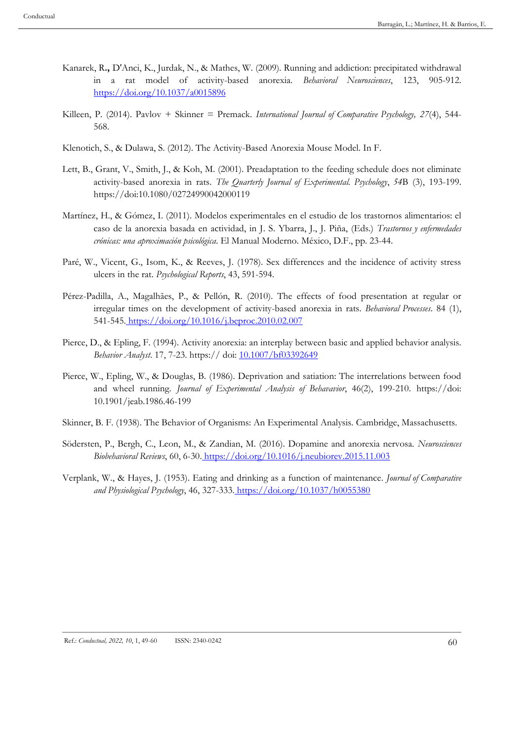Kanarek, R**.,** D'Anci, K., Jurdak, N., & Mathes, W. (2009). Running and addiction: precipitated withdrawal in a rat model of activity-based anorexia. *Behavioral Neurosciences*, 123, 905-912. https://doi.org/10.1037/a0015896

Killeen, P. (2014). Pavlov + Skinner = Premack. *International Journal of Comparative Psychology, 27*(4), 544-568.

Klenotich, S., & Dulawa, S. (2012). The Activity-Based Anorexia Mouse Model. In F.

Lett, B., Grant, V., Smith, J., & Koh, M. (2001). Preadaptation to the feeding schedule does not eliminate activity-based anorexia in rats. *The Quarterly Journal of Experimental. Psychology*, *54*B (3), 193-199. https://doi:10.1080/02724990042000119

Martínez, H., & Gómez, I. (2011). Modelos experimentales en el estudio de los trastornos alimentarios: el caso de la anorexia basada en actividad, in J. S. Ybarra, J., J. Piña, (Eds.) *Trastornos y enfermedades crónicas: una aproximación psicológica*. El Manual Moderno. México, D.F., pp. 23-44.

Paré, W., Vicent, G., Isom, K., & Reeves, J. (1978). Sex differences and the incidence of activity stress ulcers in the rat. *Psychological Reports*, 43, 591-594.

Pérez-Padilla, A., Magalhães, P., & Pellón, R. (2010). The effects of food presentation at regular or irregular times on the development of activity-based anorexia in rats. *Behavioral Processes*. 84 (1), 541-545. https://doi.org/10.1016/j.beproc.2010.02.007

Pierce, D., & Epling, F. (1994). Activity anorexia: an interplay between basic and applied behavior analysis. *Behavior Analyst*. 17, 7-23. https:// doi: 10.1007/bf03392649

Pierce, W., Epling, W., & Douglas, B. (1986). Deprivation and satiation: The interrelations between food and wheel running. *Journal of Experimental Analysis of Behavavior*, 46(2), 199-210. https://doi: 10.1901/jeab.1986.46-199

Skinner, B. F. (1938). The Behavior of Organisms: An Experimental Analysis. Cambridge, Massachusetts.

Södersten, P., Bergh, C., Leon, M., & Zandian, M. (2016). Dopamine and anorexia nervosa. *Neurosciences Biobehavioral Reviews*, 60, 6-30. https://doi.org/10.1016/j.neubiorev.2015.11.003

Verplank, W., & Hayes, J. (1953). Eating and drinking as a function of maintenance. *Journal of Comparative and Physiological Psychology*, 46, 327-333. https://doi.org/10.1037/h0055380